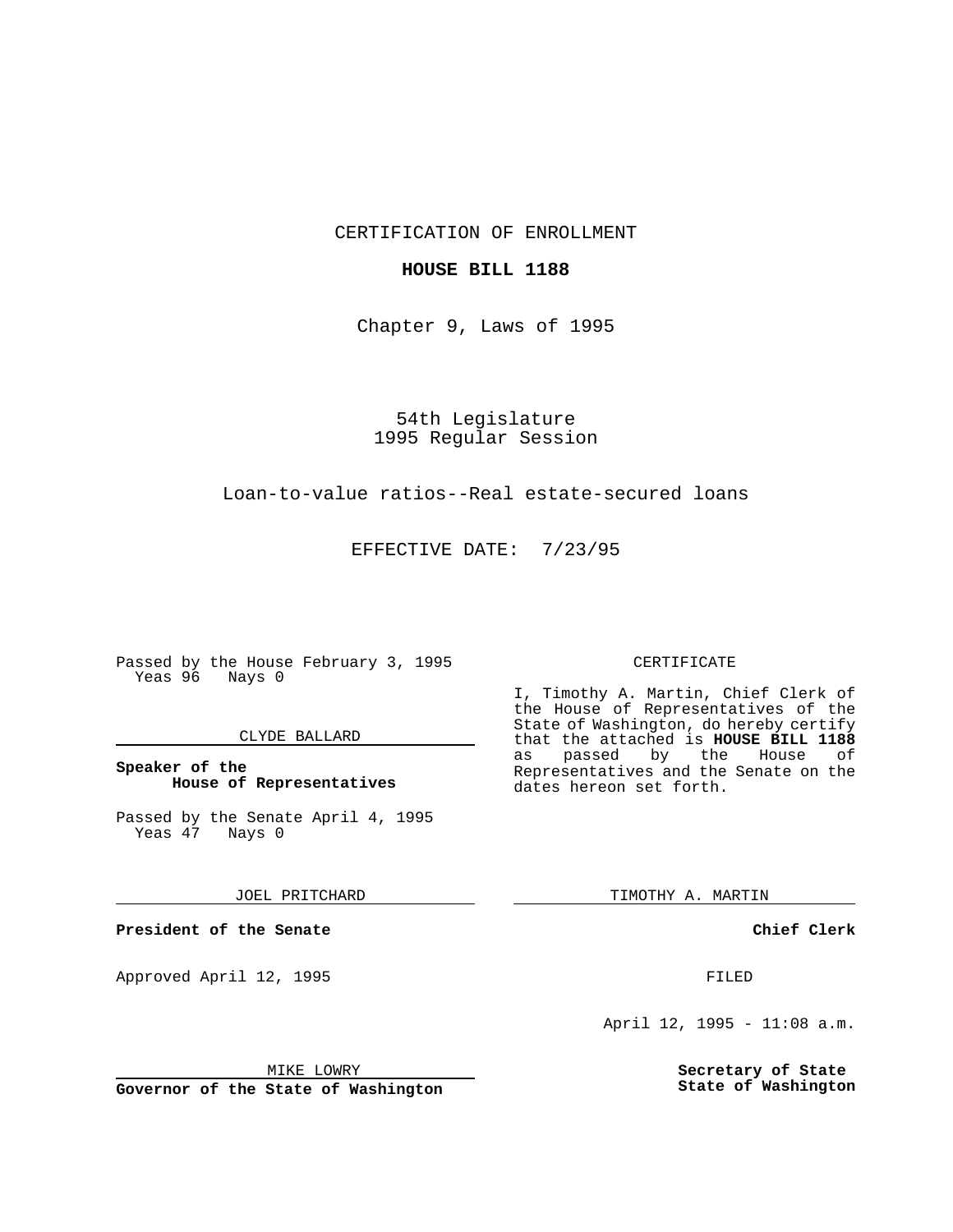CERTIFICATION OF ENROLLMENT

**HOUSE BILL 1188**

Chapter 9, Laws of 1995

54th Legislature
1995 Regular Session

Loan-to-value ratios--Real estate-secured loans

EFFECTIVE DATE: 7/23/95

Passed by the House February 3, 1995
Yeas 96 Nays 0

CLYDE BALLARD

**Speaker of the House of Representatives**

Passed by the Senate April 4, 1995
Yeas 47 Nays 0

JOEL PRITCHARD

**President of the Senate**

Approved April 12, 1995

MIKE LOWRY

**Governor of the State of Washington**

CERTIFICATE

I, Timothy A. Martin, Chief Clerk of the House of Representatives of the State of Washington, do hereby certify that the attached is **HOUSE BILL 1188** as passed by the House of Representatives and the Senate on the dates hereon set forth.

TIMOTHY A. MARTIN

**Chief Clerk**

FILED

April 12, 1995 - 11:08 a.m.

**Secretary of State State of Washington**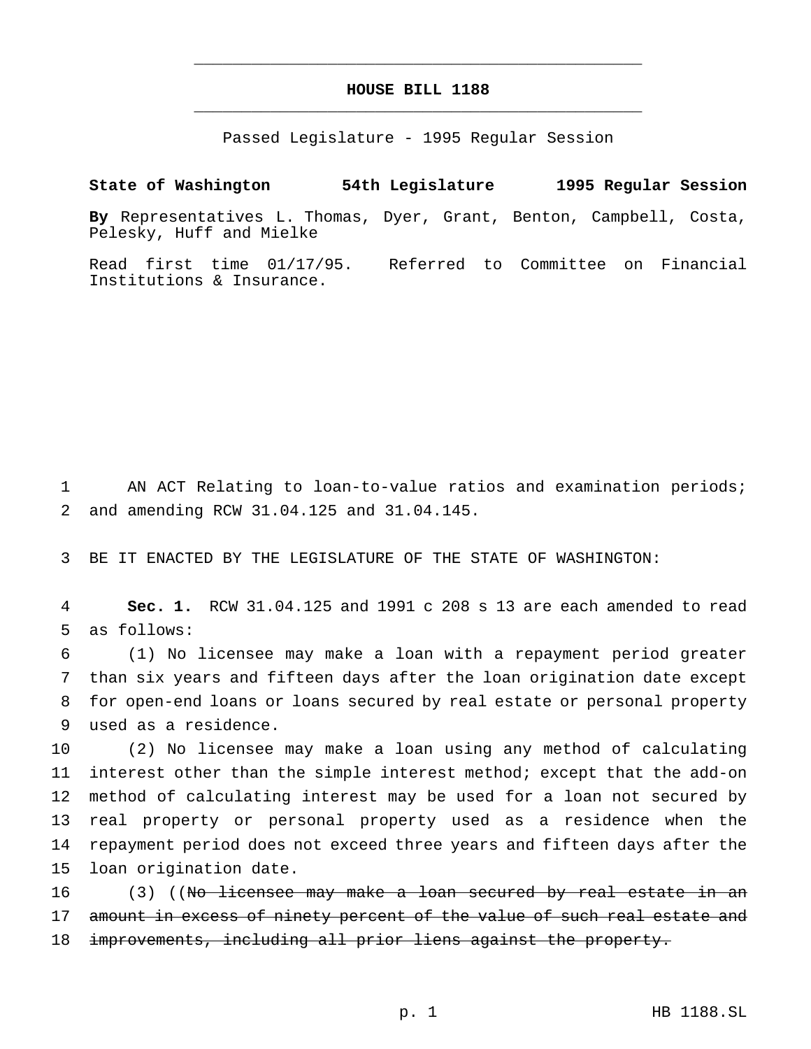# HOUSE BILL 1188

Passed Legislature - 1995 Regular Session

**State of Washington 54th Legislature 1995 Regular Session**

**By** Representatives L. Thomas, Dyer, Grant, Benton, Campbell, Costa, Pelesky, Huff and Mielke

Read first time 01/17/95. Referred to Committee on Financial Institutions & Insurance.

AN ACT Relating to loan-to-value ratios and examination periods; and amending RCW 31.04.125 and 31.04.145.

BE IT ENACTED BY THE LEGISLATURE OF THE STATE OF WASHINGTON:

**Sec. 1.** RCW 31.04.125 and 1991 c 208 s 13 are each amended to read as follows:

(1) No licensee may make a loan with a repayment period greater than six years and fifteen days after the loan origination date except for open-end loans or loans secured by real estate or personal property used as a residence.

(2) No licensee may make a loan using any method of calculating interest other than the simple interest method; except that the add-on method of calculating interest may be used for a loan not secured by real property or personal property used as a residence when the repayment period does not exceed three years and fifteen days after the loan origination date.

(3) ((~~No licensee may make a loan secured by real estate in an amount in excess of ninety percent of the value of such real estate and improvements, including all prior liens against the property.~~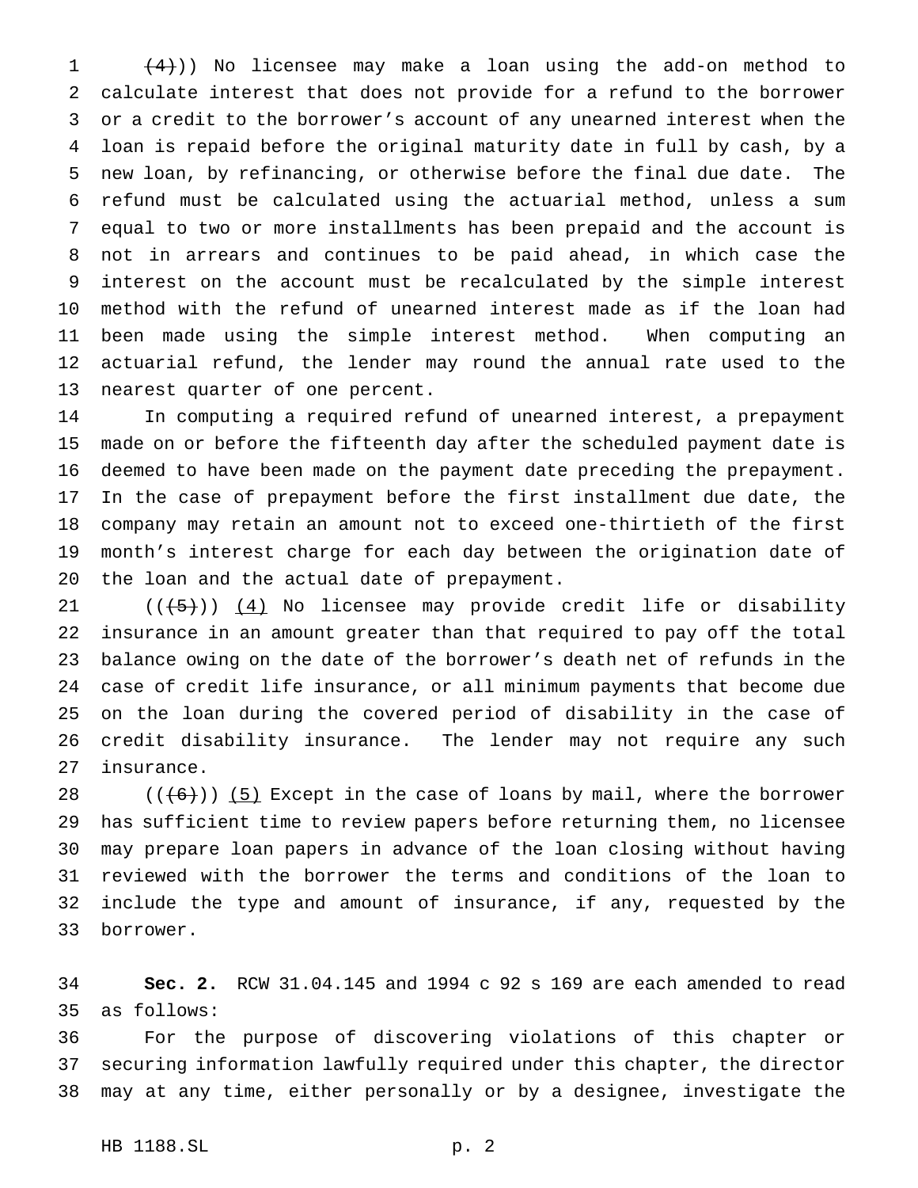~~(4)~~)) No licensee may make a loan using the add-on method to calculate interest that does not provide for a refund to the borrower or a credit to the borrower's account of any unearned interest when the loan is repaid before the original maturity date in full by cash, by a new loan, by refinancing, or otherwise before the final due date. The refund must be calculated using the actuarial method, unless a sum equal to two or more installments has been prepaid and the account is not in arrears and continues to be paid ahead, in which case the interest on the account must be recalculated by the simple interest method with the refund of unearned interest made as if the loan had been made using the simple interest method. When computing an actuarial refund, the lender may round the annual rate used to the nearest quarter of one percent.

In computing a required refund of unearned interest, a prepayment made on or before the fifteenth day after the scheduled payment date is deemed to have been made on the payment date preceding the prepayment. In the case of prepayment before the first installment due date, the company may retain an amount not to exceed one-thirtieth of the first month's interest charge for each day between the origination date of the loan and the actual date of prepayment.

((~~(5)~~)) <u>(4)</u> No licensee may provide credit life or disability insurance in an amount greater than that required to pay off the total balance owing on the date of the borrower's death net of refunds in the case of credit life insurance, or all minimum payments that become due on the loan during the covered period of disability in the case of credit disability insurance. The lender may not require any such insurance.

((~~(6)~~)) <u>(5)</u> Except in the case of loans by mail, where the borrower has sufficient time to review papers before returning them, no licensee may prepare loan papers in advance of the loan closing without having reviewed with the borrower the terms and conditions of the loan to include the type and amount of insurance, if any, requested by the borrower.

**Sec. 2.** RCW 31.04.145 and 1994 c 92 s 169 are each amended to read as follows:

For the purpose of discovering violations of this chapter or securing information lawfully required under this chapter, the director may at any time, either personally or by a designee, investigate the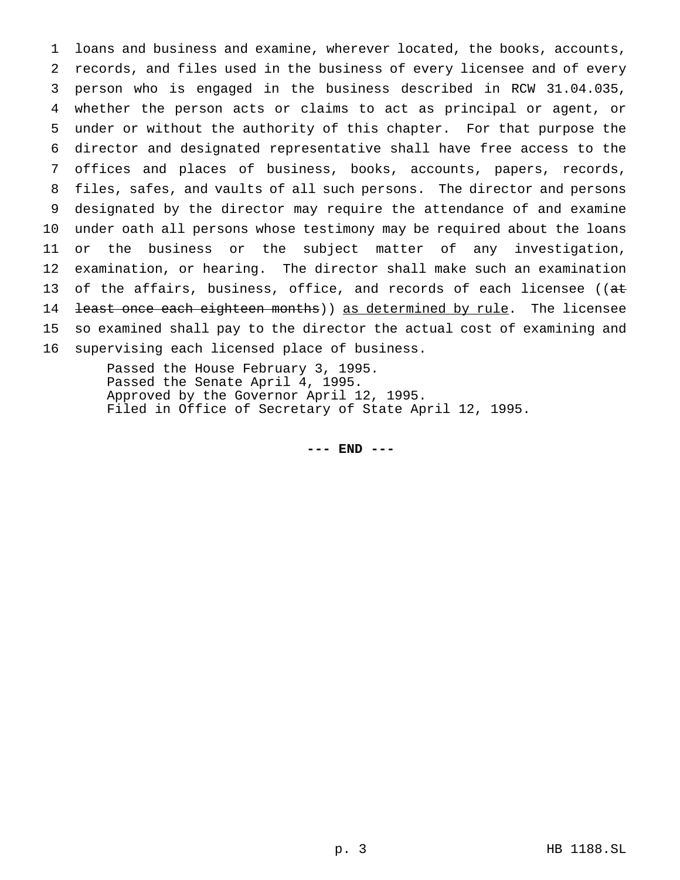loans and business and examine, wherever located, the books, accounts, records, and files used in the business of every licensee and of every person who is engaged in the business described in RCW 31.04.035, whether the person acts or claims to act as principal or agent, or under or without the authority of this chapter. For that purpose the director and designated representative shall have free access to the offices and places of business, books, accounts, papers, records, files, safes, and vaults of all such persons. The director and persons designated by the director may require the attendance of and examine under oath all persons whose testimony may be required about the loans or the business or the subject matter of any investigation, examination, or hearing. The director shall make such an examination of the affairs, business, office, and records of each licensee ((~~at least once each eighteen months~~)) <u>as determined by rule</u>. The licensee so examined shall pay to the director the actual cost of examining and supervising each licensed place of business.

Passed the House February 3, 1995.
Passed the Senate April 4, 1995.
Approved by the Governor April 12, 1995.
Filed in Office of Secretary of State April 12, 1995.

**--- END ---**